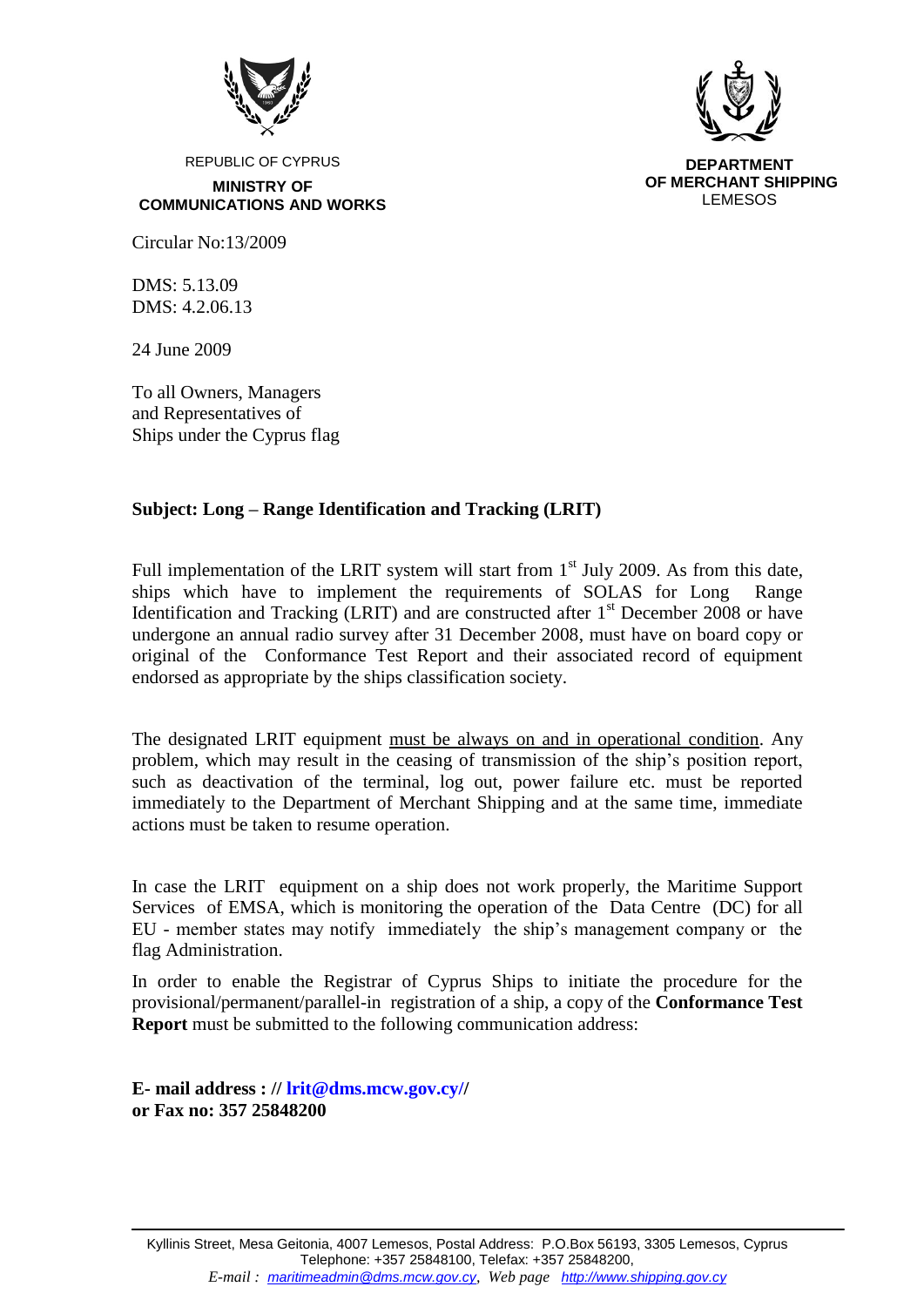REPUBLIC OF CYPRUS

**MINISTRY OF COMMUNICATIONS AND WORKS**

**DEPARTMENT OF MERCHANT SHIPPING**
LEMESOS

Circular No:13/2009

DMS: 5.13.09
DMS: 4.2.06.13

24 June 2009

To all Owners, Managers
and Representatives of
Ships under the Cyprus flag

**Subject: Long – Range Identification and Tracking (LRIT)**

Full implementation of the LRIT system will start from 1st July 2009. As from this date, ships which have to implement the requirements of SOLAS for Long Range Identification and Tracking (LRIT) and are constructed after 1st December 2008 or have undergone an annual radio survey after 31 December 2008, must have on board copy or original of the Conformance Test Report and their associated record of equipment endorsed as appropriate by the ships classification society.

The designated LRIT equipment <u>must be always on and in operational condition</u>. Any problem, which may result in the ceasing of transmission of the ship's position report, such as deactivation of the terminal, log out, power failure etc. must be reported immediately to the Department of Merchant Shipping and at the same time, immediate actions must be taken to resume operation.

In case the LRIT equipment on a ship does not work properly, the Maritime Support Services of EMSA, which is monitoring the operation of the Data Centre (DC) for all EU - member states may notify immediately the ship's management company or the flag Administration.

In order to enable the Registrar of Cyprus Ships to initiate the procedure for the provisional/permanent/parallel-in registration of a ship, a copy of the **Conformance Test Report** must be submitted to the following communication address:

**E- mail address : // lrit@dms.mcw.gov.cy//**
**or Fax no: 357 25848200**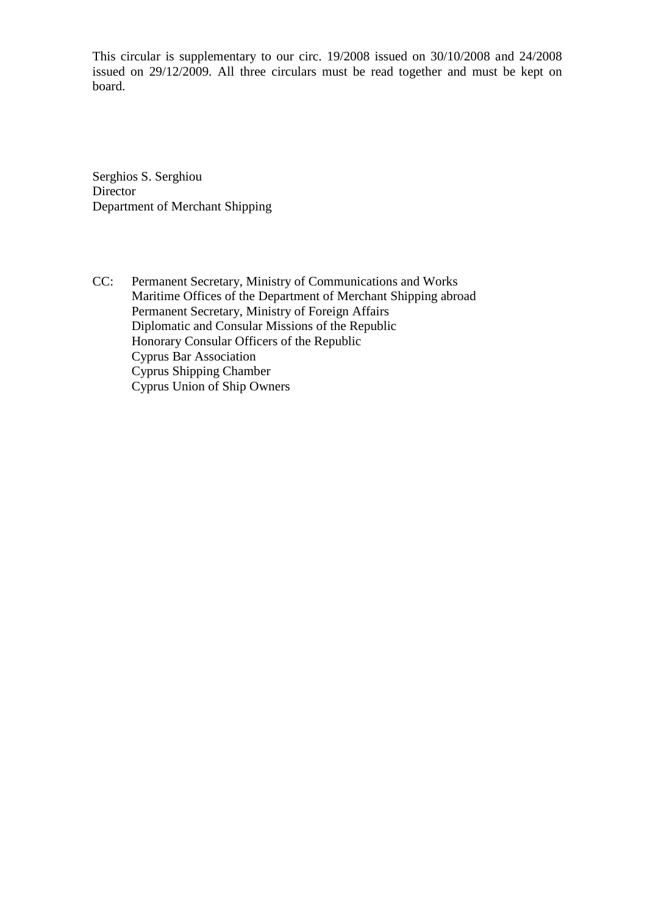This circular is supplementary to our circ. 19/2008 issued on 30/10/2008 and 24/2008 issued on 29/12/2009. All three circulars must be read together and must be kept on board.

Serghios S. Serghiou
Director
Department of Merchant Shipping

CC: Permanent Secretary, Ministry of Communications and Works
Maritime Offices of the Department of Merchant Shipping abroad
Permanent Secretary, Ministry of Foreign Affairs
Diplomatic and Consular Missions of the Republic
Honorary Consular Officers of the Republic
Cyprus Bar Association
Cyprus Shipping Chamber
Cyprus Union of Ship Owners